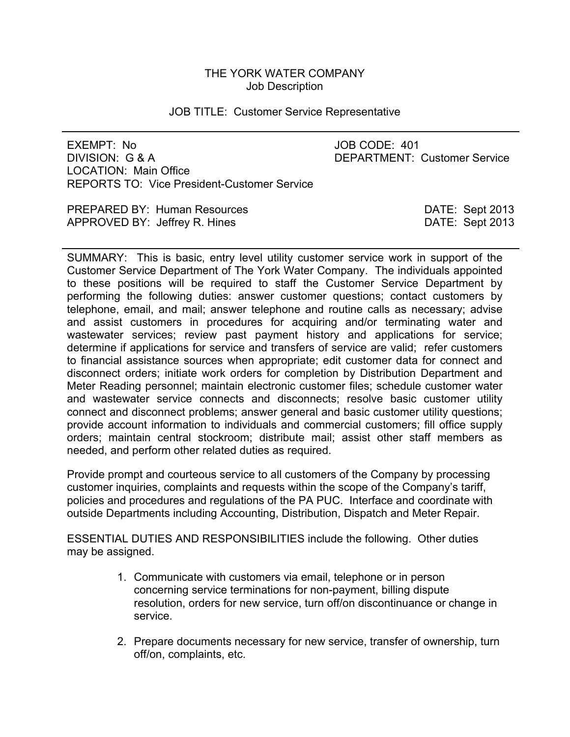# THE YORK WATER COMPANY

Job Description

JOB TITLE: Customer Service Representative

---

EXEMPT: No
DIVISION: G & A
LOCATION: Main Office
REPORTS TO: Vice President-Customer Service

JOB CODE: 401
DEPARTMENT: Customer Service

PREPARED BY: Human Resources — DATE: Sept 2013
APPROVED BY: Jeffrey R. Hines — DATE: Sept 2013

---

SUMMARY: This is basic, entry level utility customer service work in support of the Customer Service Department of The York Water Company. The individuals appointed to these positions will be required to staff the Customer Service Department by performing the following duties: answer customer questions; contact customers by telephone, email, and mail; answer telephone and routine calls as necessary; advise and assist customers in procedures for acquiring and/or terminating water and wastewater services; review past payment history and applications for service; determine if applications for service and transfers of service are valid; refer customers to financial assistance sources when appropriate; edit customer data for connect and disconnect orders; initiate work orders for completion by Distribution Department and Meter Reading personnel; maintain electronic customer files; schedule customer water and wastewater service connects and disconnects; resolve basic customer utility connect and disconnect problems; answer general and basic customer utility questions; provide account information to individuals and commercial customers; fill office supply orders; maintain central stockroom; distribute mail; assist other staff members as needed, and perform other related duties as required.

Provide prompt and courteous service to all customers of the Company by processing customer inquiries, complaints and requests within the scope of the Company's tariff, policies and procedures and regulations of the PA PUC. Interface and coordinate with outside Departments including Accounting, Distribution, Dispatch and Meter Repair.

ESSENTIAL DUTIES AND RESPONSIBILITIES include the following. Other duties may be assigned.

1. Communicate with customers via email, telephone or in person concerning service terminations for non-payment, billing dispute resolution, orders for new service, turn off/on discontinuance or change in service.

2. Prepare documents necessary for new service, transfer of ownership, turn off/on, complaints, etc.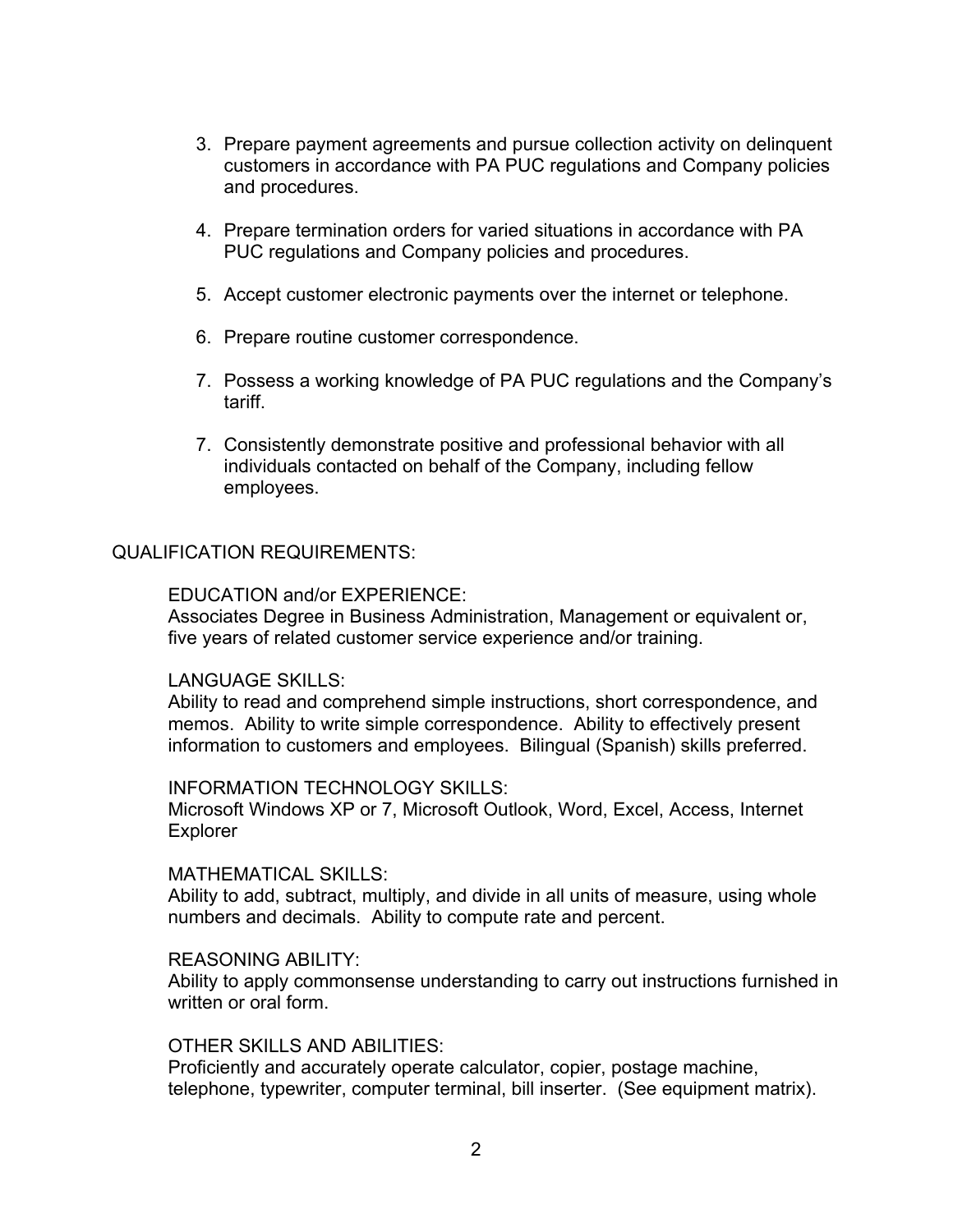3. Prepare payment agreements and pursue collection activity on delinquent customers in accordance with PA PUC regulations and Company policies and procedures.

4. Prepare termination orders for varied situations in accordance with PA PUC regulations and Company policies and procedures.

5. Accept customer electronic payments over the internet or telephone.

6. Prepare routine customer correspondence.

7. Possess a working knowledge of PA PUC regulations and the Company's tariff.

7. Consistently demonstrate positive and professional behavior with all individuals contacted on behalf of the Company, including fellow employees.

QUALIFICATION REQUIREMENTS:

EDUCATION and/or EXPERIENCE:
Associates Degree in Business Administration, Management or equivalent or, five years of related customer service experience and/or training.

LANGUAGE SKILLS:
Ability to read and comprehend simple instructions, short correspondence, and memos. Ability to write simple correspondence. Ability to effectively present information to customers and employees. Bilingual (Spanish) skills preferred.

INFORMATION TECHNOLOGY SKILLS:
Microsoft Windows XP or 7, Microsoft Outlook, Word, Excel, Access, Internet Explorer

MATHEMATICAL SKILLS:
Ability to add, subtract, multiply, and divide in all units of measure, using whole numbers and decimals. Ability to compute rate and percent.

REASONING ABILITY:
Ability to apply commonsense understanding to carry out instructions furnished in written or oral form.

OTHER SKILLS AND ABILITIES:
Proficiently and accurately operate calculator, copier, postage machine, telephone, typewriter, computer terminal, bill inserter. (See equipment matrix).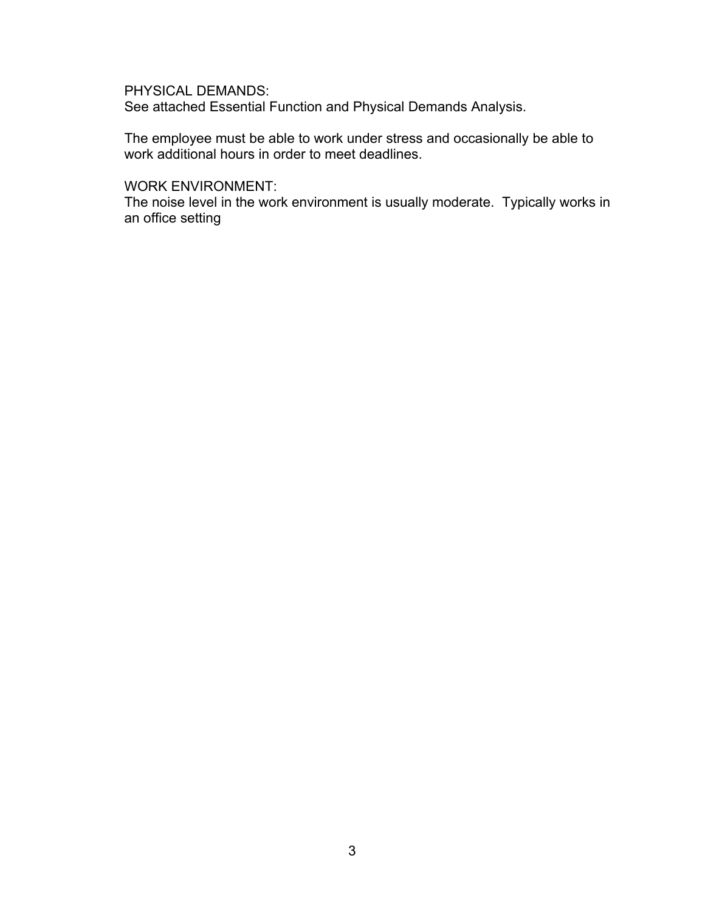PHYSICAL DEMANDS:
See attached Essential Function and Physical Demands Analysis.

The employee must be able to work under stress and occasionally be able to work additional hours in order to meet deadlines.

WORK ENVIRONMENT:
The noise level in the work environment is usually moderate.  Typically works in an office setting